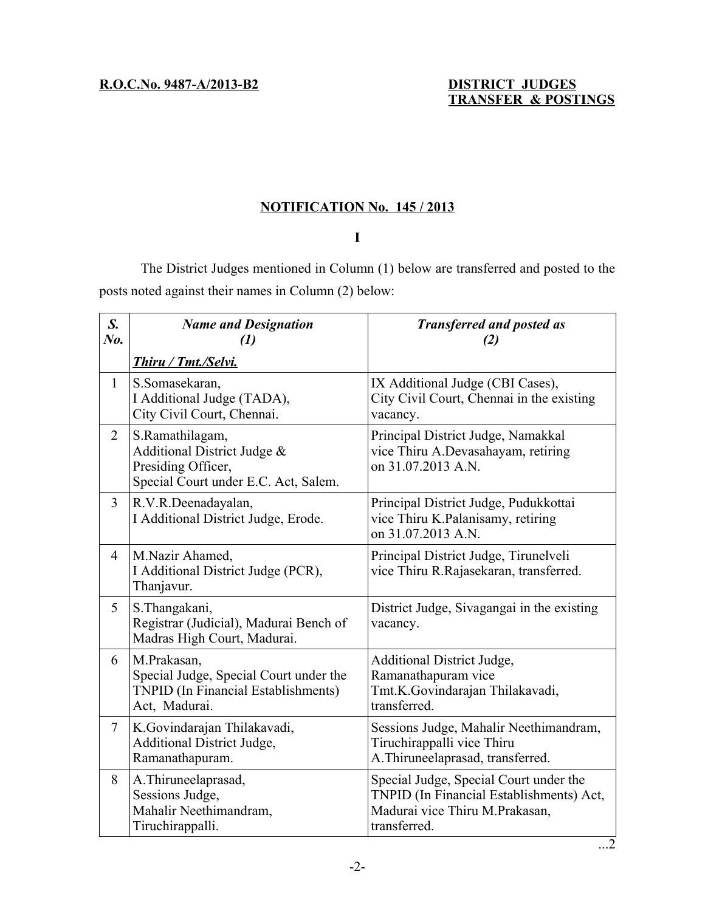**R.O.C.No. 9487-A/2013-B2**

**DISTRICT JUDGES TRANSFER & POSTINGS**

## NOTIFICATION No. 145 / 2013

**I**

The District Judges mentioned in Column (1) below are transferred and posted to the posts noted against their names in Column (2) below:

| *S. No.* | *Name and Designation (1)* | *Transferred and posted as (2)* |
|---|---|---|
| | ***Thiru / Tmt./Selvi.*** | |
| 1 | S.Somasekaran, I Additional Judge (TADA), City Civil Court, Chennai. | IX Additional Judge (CBI Cases), City Civil Court, Chennai in the existing vacancy. |
| 2 | S.Ramathilagam, Additional District Judge & Presiding Officer, Special Court under E.C. Act, Salem. | Principal District Judge, Namakkal vice Thiru A.Devasahayam, retiring on 31.07.2013 A.N. |
| 3 | R.V.R.Deenadayalan, I Additional District Judge, Erode. | Principal District Judge, Pudukkottai vice Thiru K.Palanisamy, retiring on 31.07.2013 A.N. |
| 4 | M.Nazir Ahamed, I Additional District Judge (PCR), Thanjavur. | Principal District Judge, Tirunelveli vice Thiru R.Rajasekaran, transferred. |
| 5 | S.Thangakani, Registrar (Judicial), Madurai Bench of Madras High Court, Madurai. | District Judge, Sivagangai in the existing vacancy. |
| 6 | M.Prakasan, Special Judge, Special Court under the TNPID (In Financial Establishments) Act, Madurai. | Additional District Judge, Ramanathapuram vice Tmt.K.Govindarajan Thilakavadi, transferred. |
| 7 | K.Govindarajan Thilakavadi, Additional District Judge, Ramanathapuram. | Sessions Judge, Mahalir Neethimandram, Tiruchirappalli vice Thiru A.Thiruneelaprasad, transferred. |
| 8 | A.Thiruneelaprasad, Sessions Judge, Mahalir Neethimandram, Tiruchirappalli. | Special Judge, Special Court under the TNPID (In Financial Establishments) Act, Madurai vice Thiru M.Prakasan, transferred. |

...2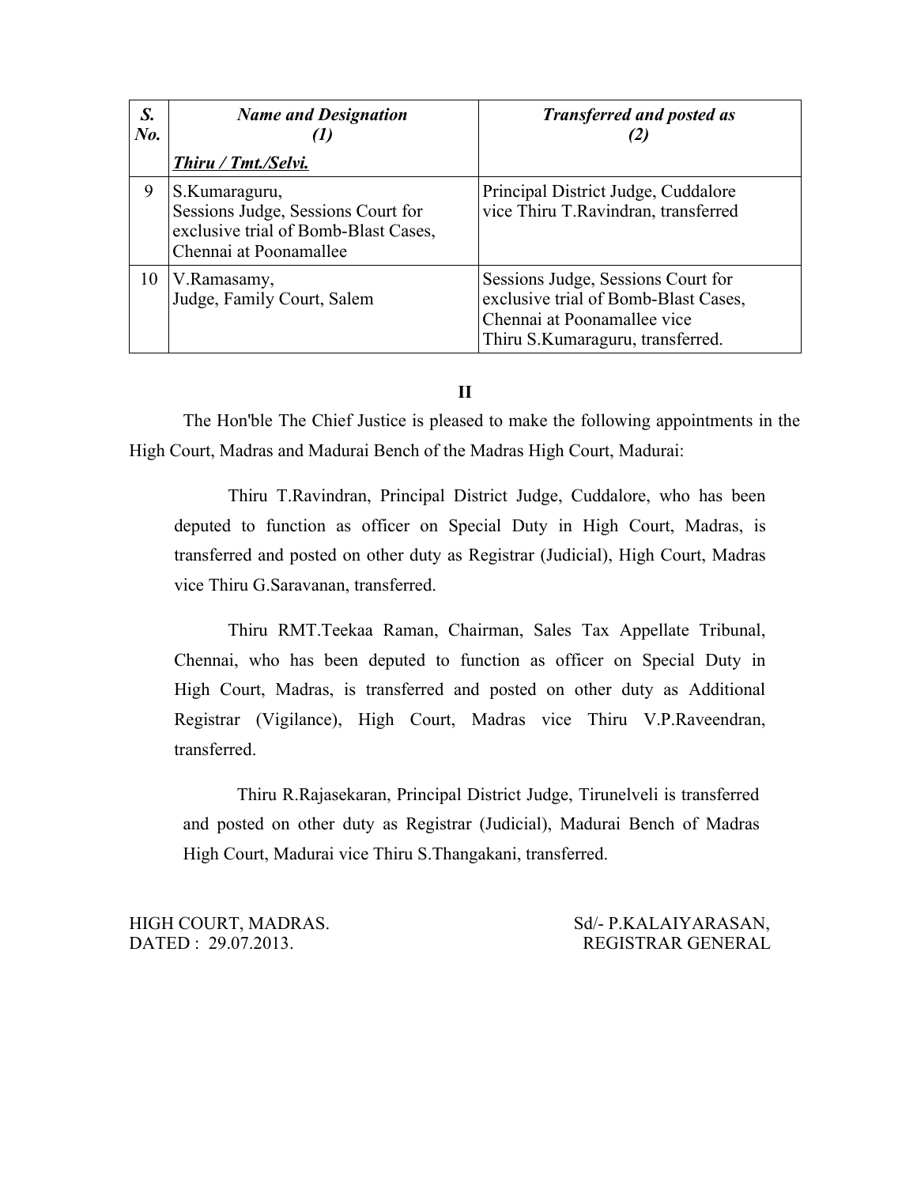| *S. No.* | *Name and Designation (1)*<br>*Thiru / Tmt./Selvi.* | *Transferred and posted as (2)* |
|---|---|---|
| 9 | S.Kumaraguru,<br>Sessions Judge, Sessions Court for exclusive trial of Bomb-Blast Cases, Chennai at Poonamallee | Principal District Judge, Cuddalore vice Thiru T.Ravindran, transferred |
| 10 | V.Ramasamy,<br>Judge, Family Court, Salem | Sessions Judge, Sessions Court for exclusive trial of Bomb-Blast Cases, Chennai at Poonamallee vice Thiru S.Kumaraguru, transferred. |

**II**

The Hon'ble The Chief Justice is pleased to make the following appointments in the High Court, Madras and Madurai Bench of the Madras High Court, Madurai:

Thiru T.Ravindran, Principal District Judge, Cuddalore, who has been deputed to function as officer on Special Duty in High Court, Madras, is transferred and posted on other duty as Registrar (Judicial), High Court, Madras vice Thiru G.Saravanan, transferred.

Thiru RMT.Teekaa Raman, Chairman, Sales Tax Appellate Tribunal, Chennai, who has been deputed to function as officer on Special Duty in High Court, Madras, is transferred and posted on other duty as Additional Registrar (Vigilance), High Court, Madras vice Thiru V.P.Raveendran, transferred.

Thiru R.Rajasekaran, Principal District Judge, Tirunelveli is transferred and posted on other duty as Registrar (Judicial), Madurai Bench of Madras High Court, Madurai vice Thiru S.Thangakani, transferred.

HIGH COURT, MADRAS.
DATED : 29.07.2013.

Sd/- P.KALAIYARASAN,
REGISTRAR GENERAL